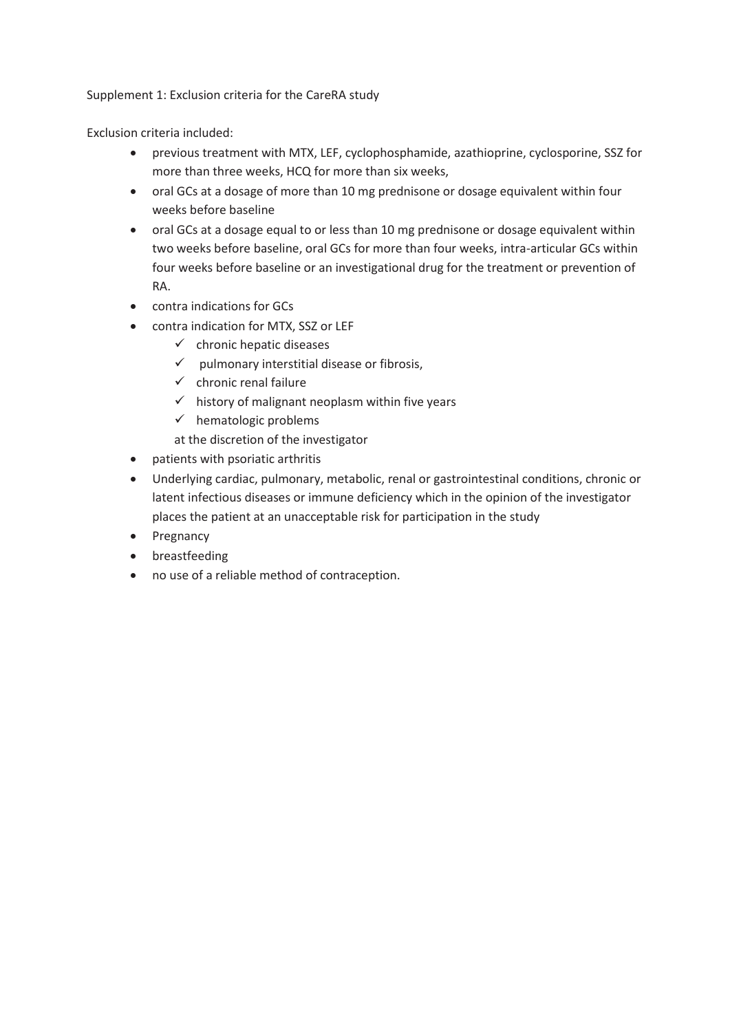Supplement 1: Exclusion criteria for the CareRA study

Exclusion criteria included:

- previous treatment with MTX, LEF, cyclophosphamide, azathioprine, cyclosporine, SSZ for more than three weeks, HCQ for more than six weeks,
- oral GCs at a dosage of more than 10 mg prednisone or dosage equivalent within four weeks before baseline
- oral GCs at a dosage equal to or less than 10 mg prednisone or dosage equivalent within two weeks before baseline, oral GCs for more than four weeks, intra-articular GCs within four weeks before baseline or an investigational drug for the treatment or prevention of RA.
- contra indications for GCs
- contra indication for MTX, SSZ or LEF
  - ✓ chronic hepatic diseases
  - ✓ pulmonary interstitial disease or fibrosis,
  - ✓ chronic renal failure
  - ✓ history of malignant neoplasm within five years
  - ✓ hematologic problems

  at the discretion of the investigator
- patients with psoriatic arthritis
- Underlying cardiac, pulmonary, metabolic, renal or gastrointestinal conditions, chronic or latent infectious diseases or immune deficiency which in the opinion of the investigator places the patient at an unacceptable risk for participation in the study
- Pregnancy
- breastfeeding
- no use of a reliable method of contraception.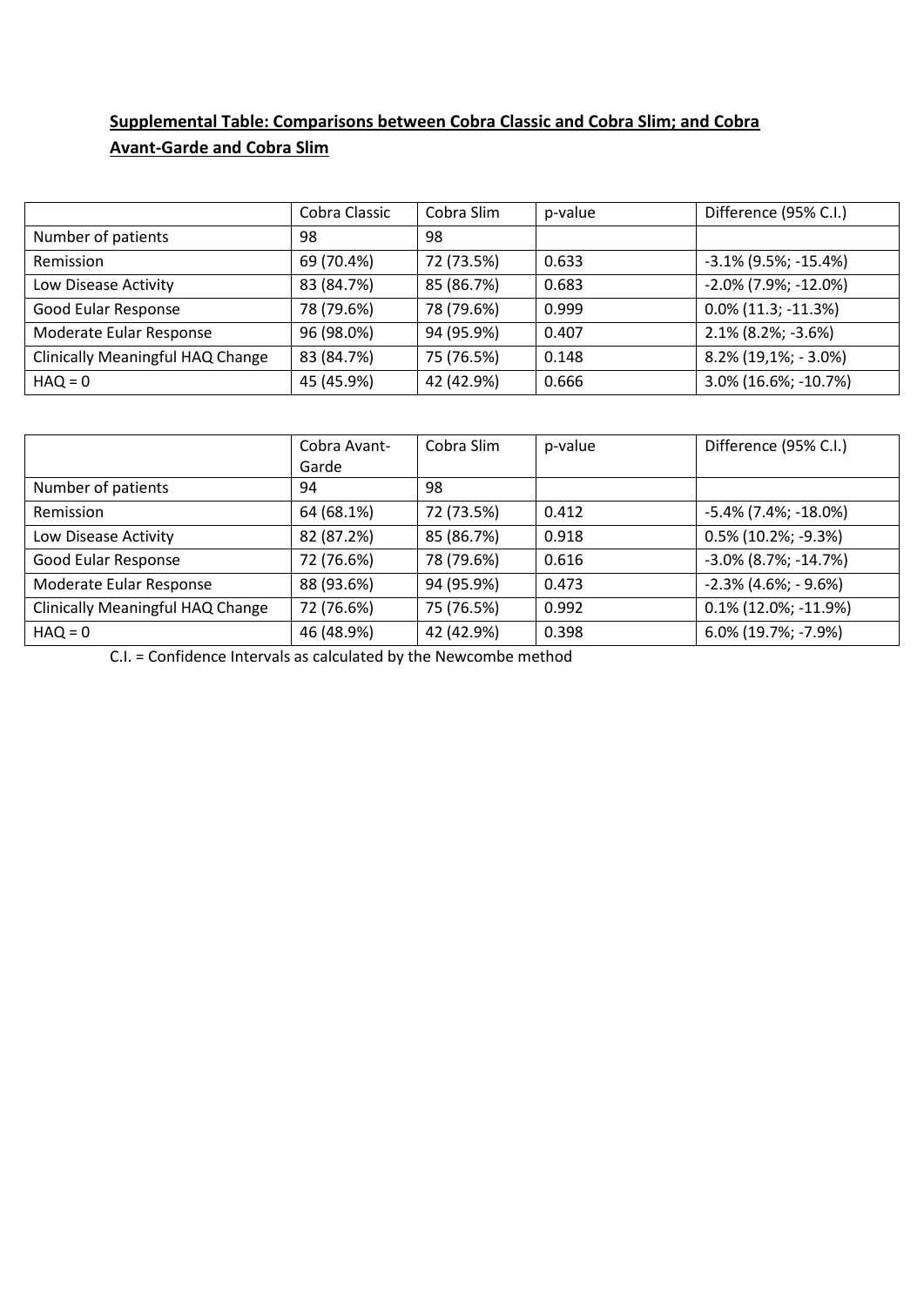**Supplemental Table: Comparisons between Cobra Classic and Cobra Slim; and Cobra Avant-Garde and Cobra Slim**

| | Cobra Classic | Cobra Slim | p-value | Difference (95% C.I.) |
|---|---|---|---|---|
| Number of patients | 98 | 98 | | |
| Remission | 69 (70.4%) | 72 (73.5%) | 0.633 | -3.1% (9.5%; -15.4%) |
| Low Disease Activity | 83 (84.7%) | 85 (86.7%) | 0.683 | -2.0% (7.9%; -12.0%) |
| Good Eular Response | 78 (79.6%) | 78 (79.6%) | 0.999 | 0.0% (11.3; -11.3%) |
| Moderate Eular Response | 96 (98.0%) | 94 (95.9%) | 0.407 | 2.1% (8.2%; -3.6%) |
| Clinically Meaningful HAQ Change | 83 (84.7%) | 75 (76.5%) | 0.148 | 8.2% (19,1%; - 3.0%) |
| HAQ = 0 | 45 (45.9%) | 42 (42.9%) | 0.666 | 3.0% (16.6%; -10.7%) |

| | Cobra Avant-Garde | Cobra Slim | p-value | Difference (95% C.I.) |
|---|---|---|---|---|
| Number of patients | 94 | 98 | | |
| Remission | 64 (68.1%) | 72 (73.5%) | 0.412 | -5.4% (7.4%; -18.0%) |
| Low Disease Activity | 82 (87.2%) | 85 (86.7%) | 0.918 | 0.5% (10.2%; -9.3%) |
| Good Eular Response | 72 (76.6%) | 78 (79.6%) | 0.616 | -3.0% (8.7%; -14.7%) |
| Moderate Eular Response | 88 (93.6%) | 94 (95.9%) | 0.473 | -2.3% (4.6%; - 9.6%) |
| Clinically Meaningful HAQ Change | 72 (76.6%) | 75 (76.5%) | 0.992 | 0.1% (12.0%; -11.9%) |
| HAQ = 0 | 46 (48.9%) | 42 (42.9%) | 0.398 | 6.0% (19.7%; -7.9%) |

C.I. = Confidence Intervals as calculated by the Newcombe method